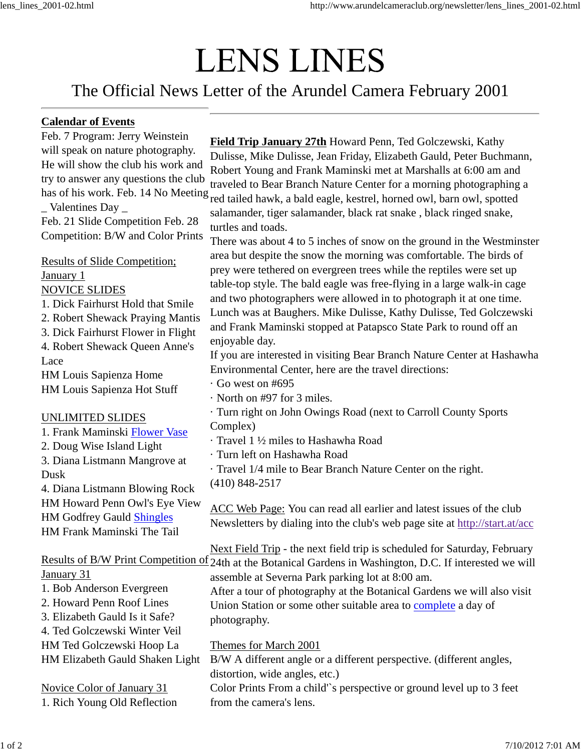# LENS LINES

## The Official News Letter of the Arundel Camera February 2001

---

**Calendar of Events**

Feb. 7 Program: Jerry Weinstein will speak on nature photography. He will show the club his work and try to answer any questions the club has of his work. Feb. 14 No Meeting _ Valentines Day _

Feb. 21 Slide Competition Feb. 28 Competition: B/W and Color Prints

Results of Slide Competition; January 1

NOVICE SLIDES

1. Dick Fairhurst Hold that Smile
2. Robert Shewack Praying Mantis
3. Dick Fairhurst Flower in Flight
4. Robert Shewack Queen Anne's Lace

HM Louis Sapienza Home

HM Louis Sapienza Hot Stuff

UNLIMITED SLIDES

1. Frank Maminski Flower Vase
2. Doug Wise Island Light
3. Diana Listmann Mangrove at Dusk
4. Diana Listmann Blowing Rock

HM Howard Penn Owl's Eye View

HM Godfrey Gauld Shingles

HM Frank Maminski The Tail

Results of B/W Print Competition of January 31

1. Bob Anderson Evergreen
2. Howard Penn Roof Lines
3. Elizabeth Gauld Is it Safe?
4. Ted Golczewski Winter Veil

HM Ted Golczewski Hoop La

HM Elizabeth Gauld Shaken Light

Novice Color of January 31

1. Rich Young Old Reflection

---

**Field Trip January 27th** Howard Penn, Ted Golczewski, Kathy Dulisse, Mike Dulisse, Jean Friday, Elizabeth Gauld, Peter Buchmann, Robert Young and Frank Maminski met at Marshalls at 6:00 am and traveled to Bear Branch Nature Center for a morning photographing a red tailed hawk, a bald eagle, kestrel, horned owl, barn owl, spotted salamander, tiger salamander, black rat snake , black ringed snake, turtles and toads.

There was about 4 to 5 inches of snow on the ground in the Westminster area but despite the snow the morning was comfortable. The birds of prey were tethered on evergreen trees while the reptiles were set up table-top style. The bald eagle was free-flying in a large walk-in cage and two photographers were allowed in to photograph it at one time. Lunch was at Baughers. Mike Dulisse, Kathy Dulisse, Ted Golczewski and Frank Maminski stopped at Patapsco State Park to round off an enjoyable day.

If you are interested in visiting Bear Branch Nature Center at Hashawha Environmental Center, here are the travel directions:

- Go west on #695
- North on #97 for 3 miles.
- Turn right on John Owings Road (next to Carroll County Sports Complex)
- Travel 1 ½ miles to Hashawha Road
- Turn left on Hashawha Road
- Travel 1/4 mile to Bear Branch Nature Center on the right.

(410) 848-2517

ACC Web Page: You can read all earlier and latest issues of the club Newsletters by dialing into the club's web page site at http://start.at/acc

Next Field Trip - the next field trip is scheduled for Saturday, February 24th at the Botanical Gardens in Washington, D.C. If interested we will assemble at Severna Park parking lot at 8:00 am.

After a tour of photography at the Botanical Gardens we will also visit Union Station or some other suitable area to complete a day of photography.

Themes for March 2001

B/W A different angle or a different perspective. (different angles, distortion, wide angles, etc.)

Color Prints From a child'`s perspective or ground level up to 3 feet from the camera's lens.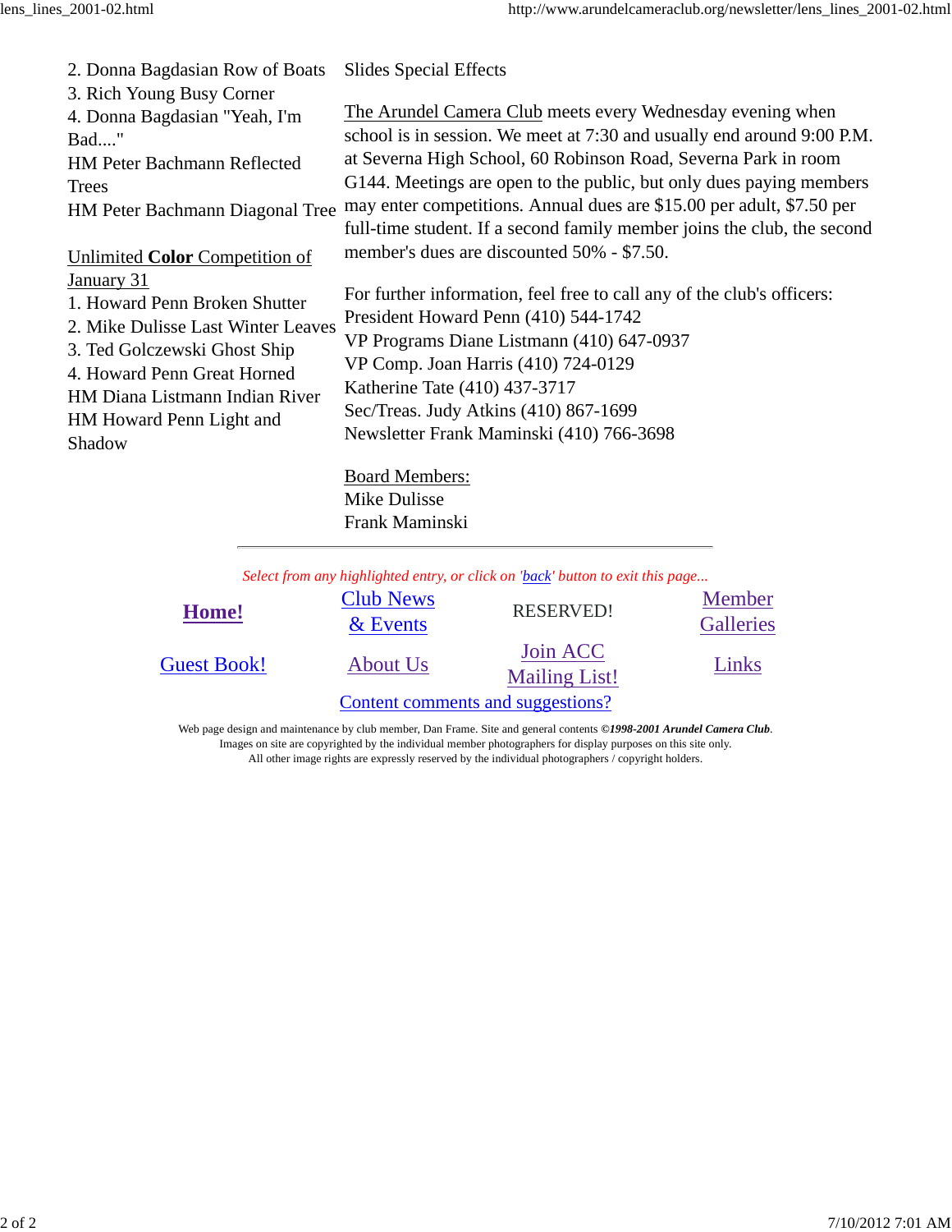2. Donna Bagdasian Row of Boats
3. Rich Young Busy Corner
4. Donna Bagdasian "Yeah, I'm Bad...."
HM Peter Bachmann Reflected Trees
HM Peter Bachmann Diagonal Tree

Unlimited **Color** Competition of January 31
1. Howard Penn Broken Shutter
2. Mike Dulisse Last Winter Leaves
3. Ted Golczewski Ghost Ship
4. Howard Penn Great Horned
HM Diana Listmann Indian River
HM Howard Penn Light and Shadow

Slides Special Effects

The Arundel Camera Club meets every Wednesday evening when school is in session. We meet at 7:30 and usually end around 9:00 P.M. at Severna High School, 60 Robinson Road, Severna Park in room G144. Meetings are open to the public, but only dues paying members may enter competitions. Annual dues are $15.00 per adult, $7.50 per full-time student. If a second family member joins the club, the second member's dues are discounted 50% - $7.50.

For further information, feel free to call any of the club's officers:
President Howard Penn (410) 544-1742
VP Programs Diane Listmann (410) 647-0937
VP Comp. Joan Harris (410) 724-0129
Katherine Tate (410) 437-3717
Sec/Treas. Judy Atkins (410) 867-1699
Newsletter Frank Maminski (410) 766-3698

Board Members:
Mike Dulisse
Frank Maminski

---

*Select from any highlighted entry, or click on 'back' button to exit this page...*

| | | | |
|---|---|---|---|
| **Home!** | Club News & Events | RESERVED! | Member Galleries |
| Guest Book! | About Us | Join ACC Mailing List! | Links |

Content comments and suggestions?

Web page design and maintenance by club member, Dan Frame. Site and general contents ***©1998-2001 Arundel Camera Club***.
Images on site are copyrighted by the individual member photographers for display purposes on this site only.
All other image rights are expressly reserved by the individual photographers / copyright holders.